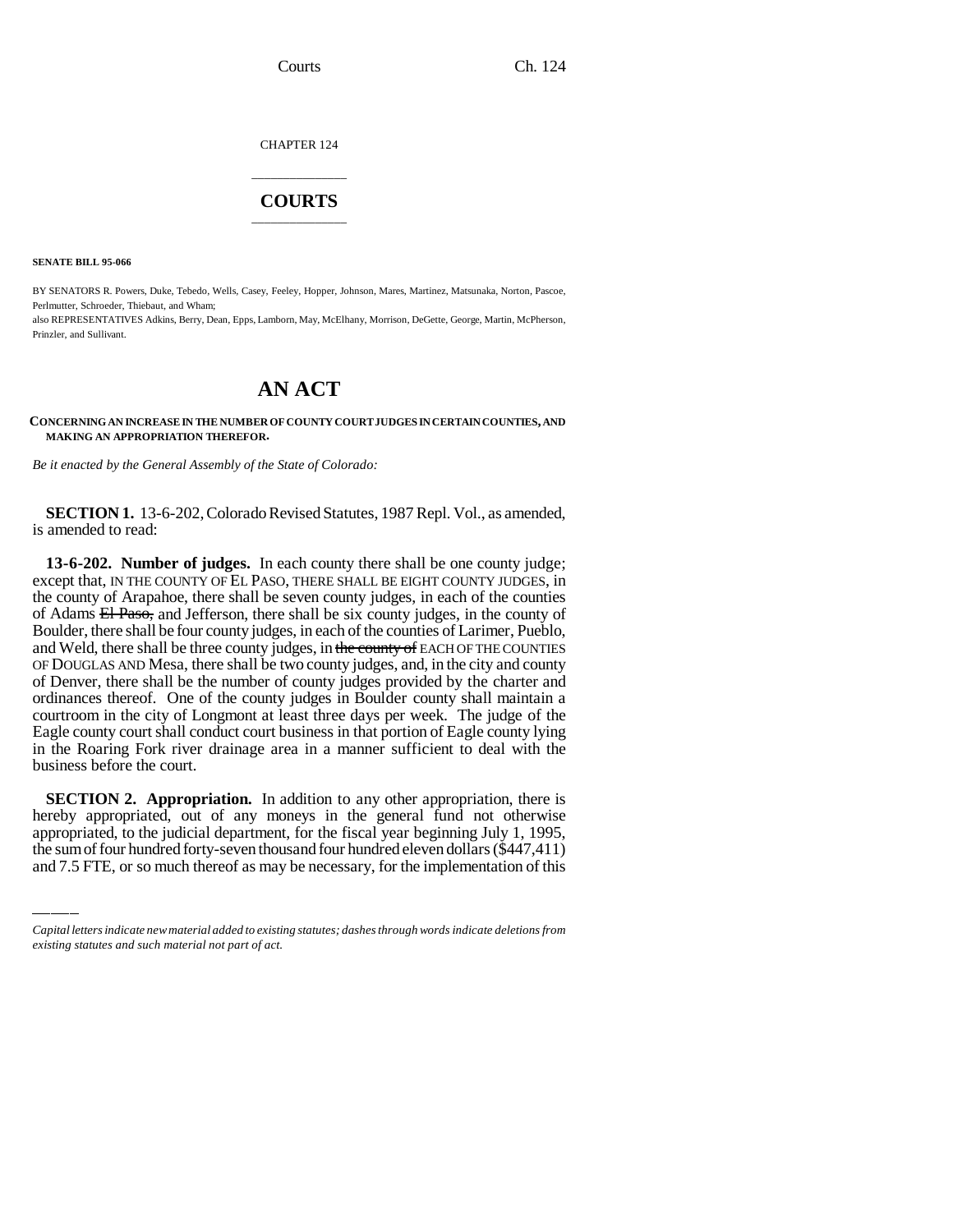CHAPTER 124

# COURTS

**SENATE BILL 95-066**

BY SENATORS R. Powers, Duke, Tebedo, Wells, Casey, Feeley, Hopper, Johnson, Mares, Martinez, Matsunaka, Norton, Pascoe, Perlmutter, Schroeder, Thiebaut, and Wham;
also REPRESENTATIVES Adkins, Berry, Dean, Epps, Lamborn, May, McElhany, Morrison, DeGette, George, Martin, McPherson, Prinzler, and Sullivant.

# AN ACT

**CONCERNING AN INCREASE IN THE NUMBER OF COUNTY COURT JUDGES IN CERTAIN COUNTIES, AND MAKING AN APPROPRIATION THEREFOR.**

*Be it enacted by the General Assembly of the State of Colorado:*

**SECTION 1.** 13-6-202, Colorado Revised Statutes, 1987 Repl. Vol., as amended, is amended to read:

**13-6-202. Number of judges.** In each county there shall be one county judge; except that, IN THE COUNTY OF EL PASO, THERE SHALL BE EIGHT COUNTY JUDGES, in the county of Arapahoe, there shall be seven county judges, in each of the counties of Adams ~~El Paso,~~ and Jefferson, there shall be six county judges, in the county of Boulder, there shall be four county judges, in each of the counties of Larimer, Pueblo, and Weld, there shall be three county judges, in ~~the county of~~ EACH OF THE COUNTIES OF DOUGLAS AND Mesa, there shall be two county judges, and, in the city and county of Denver, there shall be the number of county judges provided by the charter and ordinances thereof. One of the county judges in Boulder county shall maintain a courtroom in the city of Longmont at least three days per week. The judge of the Eagle county court shall conduct court business in that portion of Eagle county lying in the Roaring Fork river drainage area in a manner sufficient to deal with the business before the court.

**SECTION 2. Appropriation.** In addition to any other appropriation, there is hereby appropriated, out of any moneys in the general fund not otherwise appropriated, to the judicial department, for the fiscal year beginning July 1, 1995, the sum of four hundred forty-seven thousand four hundred eleven dollars ($447,411) and 7.5 FTE, or so much thereof as may be necessary, for the implementation of this

*Capital letters indicate new material added to existing statutes; dashes through words indicate deletions from existing statutes and such material not part of act.*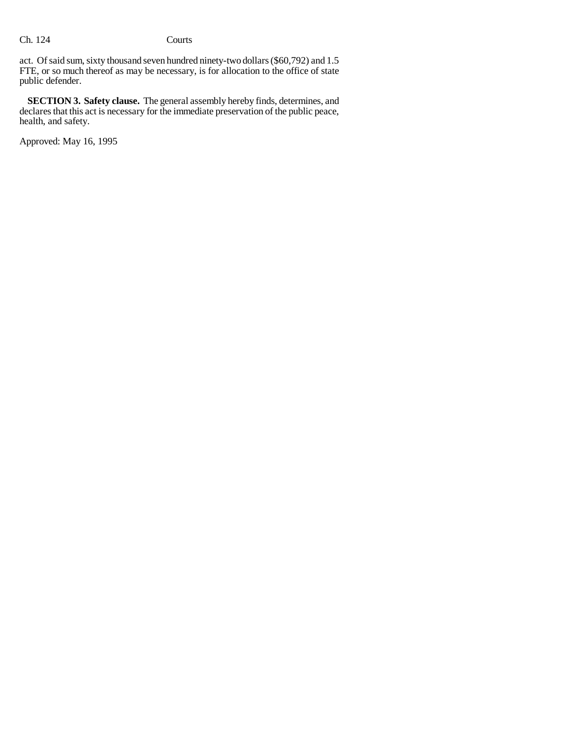act. Of said sum, sixty thousand seven hundred ninety-two dollars ($60,792) and 1.5 FTE, or so much thereof as may be necessary, is for allocation to the office of state public defender.

**SECTION 3. Safety clause.** The general assembly hereby finds, determines, and declares that this act is necessary for the immediate preservation of the public peace, health, and safety.

Approved: May 16, 1995